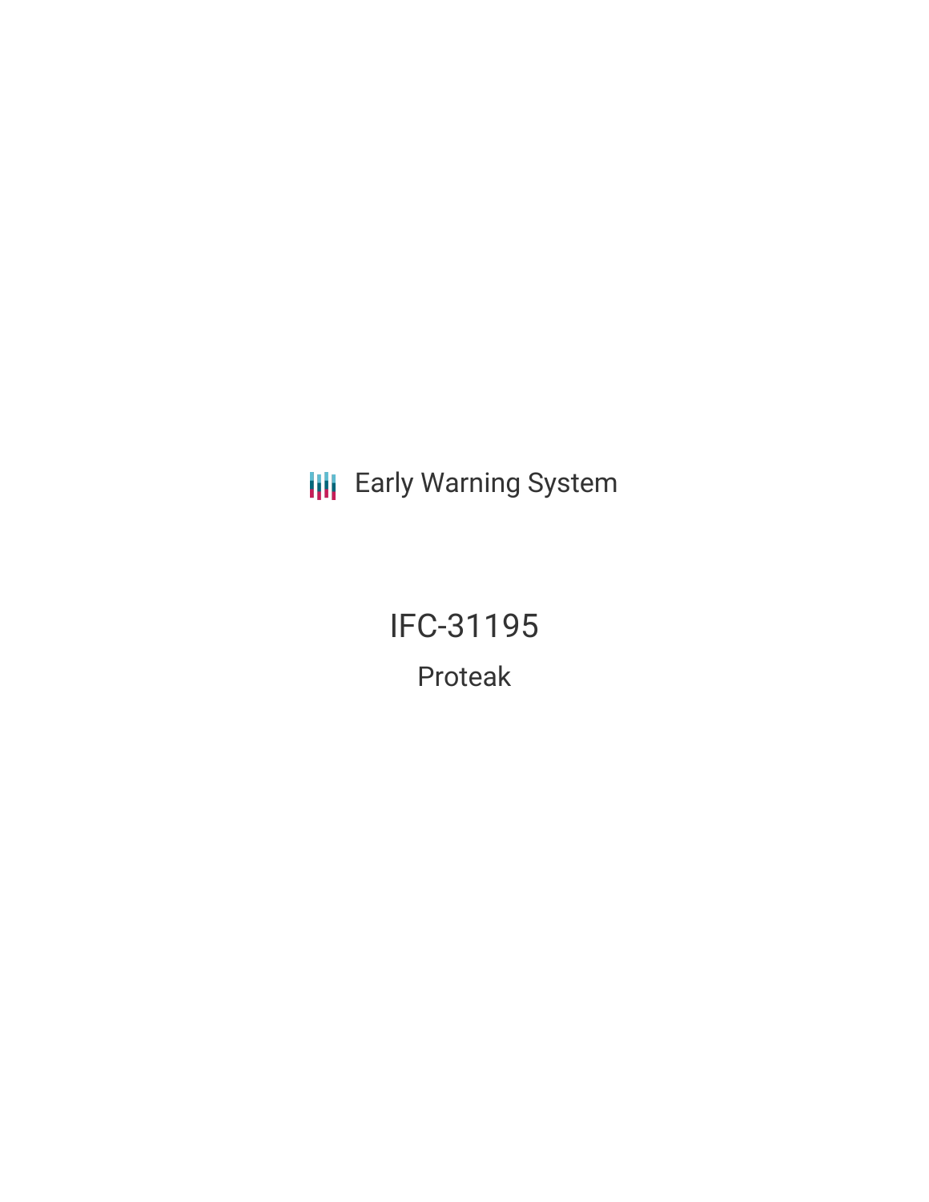Early Warning System

# IFC-31195

## Proteak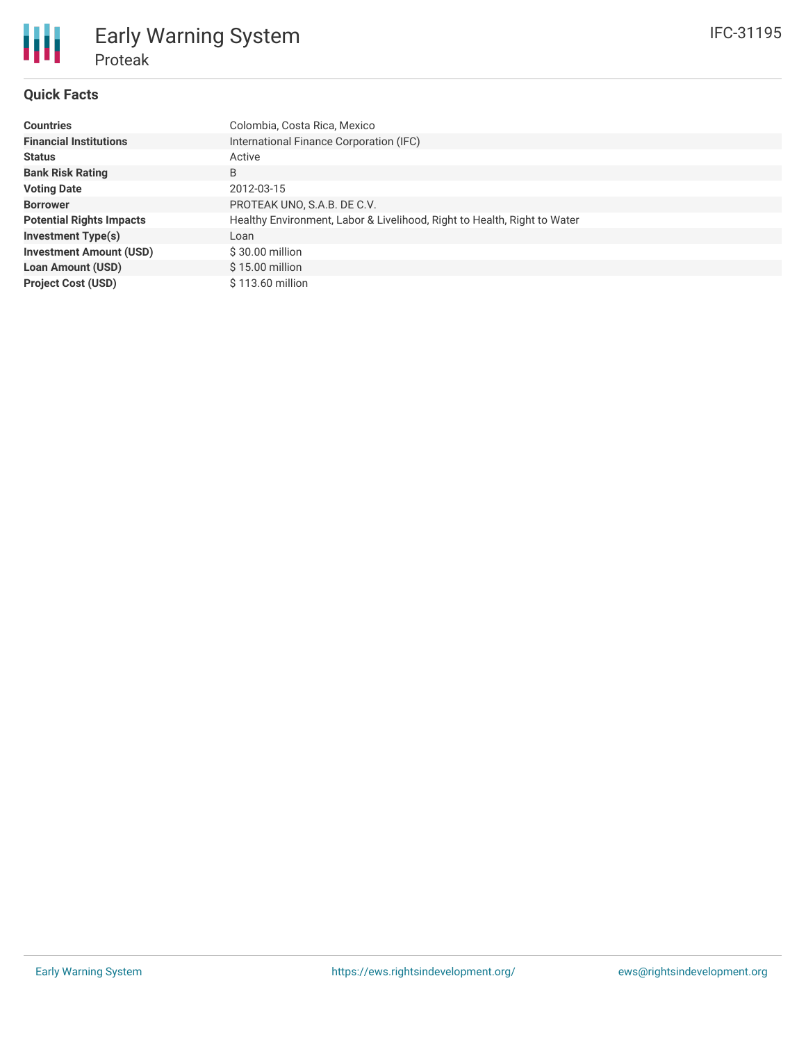# Early Warning System

## Proteak

IFC-31195

### Quick Facts

| | |
|---|---|
| **Countries** | Colombia, Costa Rica, Mexico |
| **Financial Institutions** | International Finance Corporation (IFC) |
| **Status** | Active |
| **Bank Risk Rating** | B |
| **Voting Date** | 2012-03-15 |
| **Borrower** | PROTEAK UNO, S.A.B. DE C.V. |
| **Potential Rights Impacts** | Healthy Environment, Labor & Livelihood, Right to Health, Right to Water |
| **Investment Type(s)** | Loan |
| **Investment Amount (USD)** | $ 30.00 million |
| **Loan Amount (USD)** | $ 15.00 million |
| **Project Cost (USD)** | $ 113.60 million |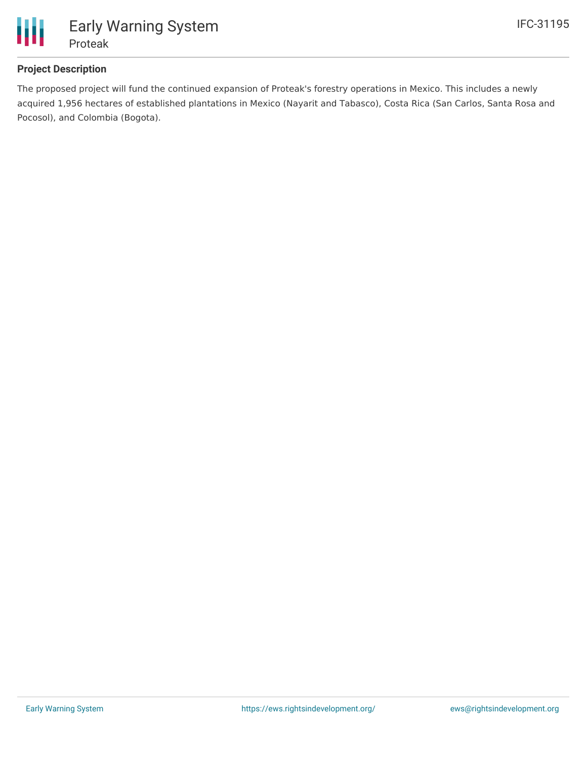## Project Description

The proposed project will fund the continued expansion of Proteak's forestry operations in Mexico. This includes a newly acquired 1,956 hectares of established plantations in Mexico (Nayarit and Tabasco), Costa Rica (San Carlos, Santa Rosa and Pocosol), and Colombia (Bogota).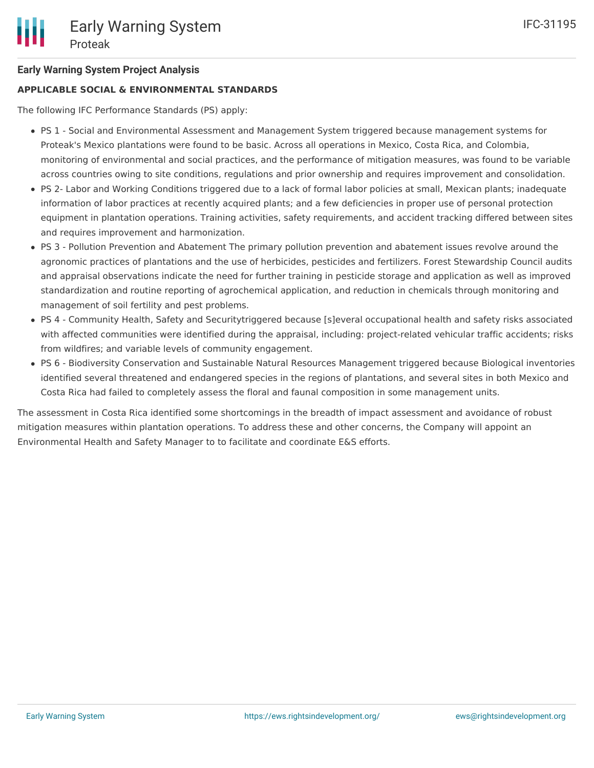## Early Warning System Project Analysis

### APPLICABLE SOCIAL & ENVIRONMENTAL STANDARDS

The following IFC Performance Standards (PS) apply:

- PS 1 - Social and Environmental Assessment and Management System triggered because management systems for Proteak's Mexico plantations were found to be basic. Across all operations in Mexico, Costa Rica, and Colombia, monitoring of environmental and social practices, and the performance of mitigation measures, was found to be variable across countries owing to site conditions, regulations and prior ownership and requires improvement and consolidation.
- PS 2- Labor and Working Conditions triggered due to a lack of formal labor policies at small, Mexican plants; inadequate information of labor practices at recently acquired plants; and a few deficiencies in proper use of personal protection equipment in plantation operations. Training activities, safety requirements, and accident tracking differed between sites and requires improvement and harmonization.
- PS 3 - Pollution Prevention and Abatement The primary pollution prevention and abatement issues revolve around the agronomic practices of plantations and the use of herbicides, pesticides and fertilizers. Forest Stewardship Council audits and appraisal observations indicate the need for further training in pesticide storage and application as well as improved standardization and routine reporting of agrochemical application, and reduction in chemicals through monitoring and management of soil fertility and pest problems.
- PS 4 - Community Health, Safety and Securitytriggered because [s]everal occupational health and safety risks associated with affected communities were identified during the appraisal, including: project-related vehicular traffic accidents; risks from wildfires; and variable levels of community engagement.
- PS 6 - Biodiversity Conservation and Sustainable Natural Resources Management triggered because Biological inventories identified several threatened and endangered species in the regions of plantations, and several sites in both Mexico and Costa Rica had failed to completely assess the floral and faunal composition in some management units.

The assessment in Costa Rica identified some shortcomings in the breadth of impact assessment and avoidance of robust mitigation measures within plantation operations. To address these and other concerns, the Company will appoint an Environmental Health and Safety Manager to to facilitate and coordinate E&S efforts.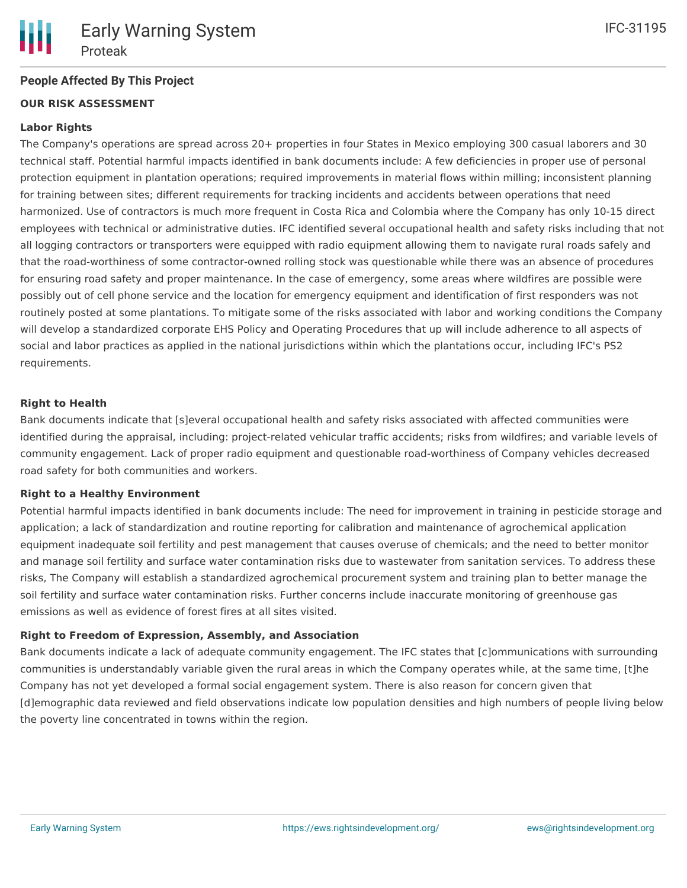## People Affected By This Project

### OUR RISK ASSESSMENT

**Labor Rights**

The Company's operations are spread across 20+ properties in four States in Mexico employing 300 casual laborers and 30 technical staff. Potential harmful impacts identified in bank documents include: A few deficiencies in proper use of personal protection equipment in plantation operations; required improvements in material flows within milling; inconsistent planning for training between sites; different requirements for tracking incidents and accidents between operations that need harmonized. Use of contractors is much more frequent in Costa Rica and Colombia where the Company has only 10-15 direct employees with technical or administrative duties. IFC identified several occupational health and safety risks including that not all logging contractors or transporters were equipped with radio equipment allowing them to navigate rural roads safely and that the road-worthiness of some contractor-owned rolling stock was questionable while there was an absence of procedures for ensuring road safety and proper maintenance. In the case of emergency, some areas where wildfires are possible were possibly out of cell phone service and the location for emergency equipment and identification of first responders was not routinely posted at some plantations. To mitigate some of the risks associated with labor and working conditions the Company will develop a standardized corporate EHS Policy and Operating Procedures that up will include adherence to all aspects of social and labor practices as applied in the national jurisdictions within which the plantations occur, including IFC's PS2 requirements.

**Right to Health**

Bank documents indicate that [s]everal occupational health and safety risks associated with affected communities were identified during the appraisal, including: project-related vehicular traffic accidents; risks from wildfires; and variable levels of community engagement. Lack of proper radio equipment and questionable road-worthiness of Company vehicles decreased road safety for both communities and workers.

**Right to a Healthy Environment**

Potential harmful impacts identified in bank documents include: The need for improvement in training in pesticide storage and application; a lack of standardization and routine reporting for calibration and maintenance of agrochemical application equipment inadequate soil fertility and pest management that causes overuse of chemicals; and the need to better monitor and manage soil fertility and surface water contamination risks due to wastewater from sanitation services. To address these risks, The Company will establish a standardized agrochemical procurement system and training plan to better manage the soil fertility and surface water contamination risks. Further concerns include inaccurate monitoring of greenhouse gas emissions as well as evidence of forest fires at all sites visited.

**Right to Freedom of Expression, Assembly, and Association**

Bank documents indicate a lack of adequate community engagement. The IFC states that [c]ommunications with surrounding communities is understandably variable given the rural areas in which the Company operates while, at the same time, [t]he Company has not yet developed a formal social engagement system. There is also reason for concern given that [d]emographic data reviewed and field observations indicate low population densities and high numbers of people living below the poverty line concentrated in towns within the region.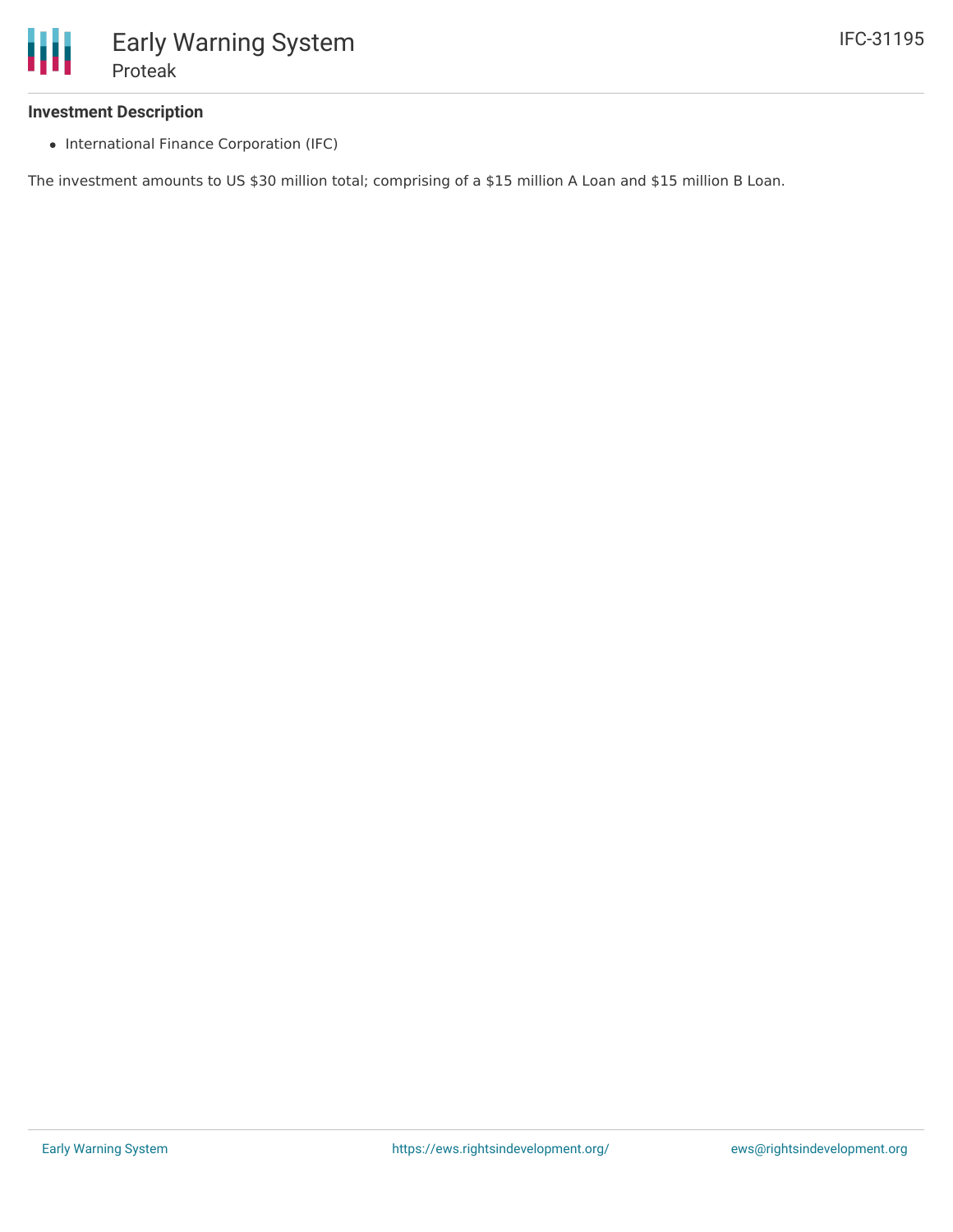### Investment Description

- International Finance Corporation (IFC)

The investment amounts to US $30 million total; comprising of a $15 million A Loan and $15 million B Loan.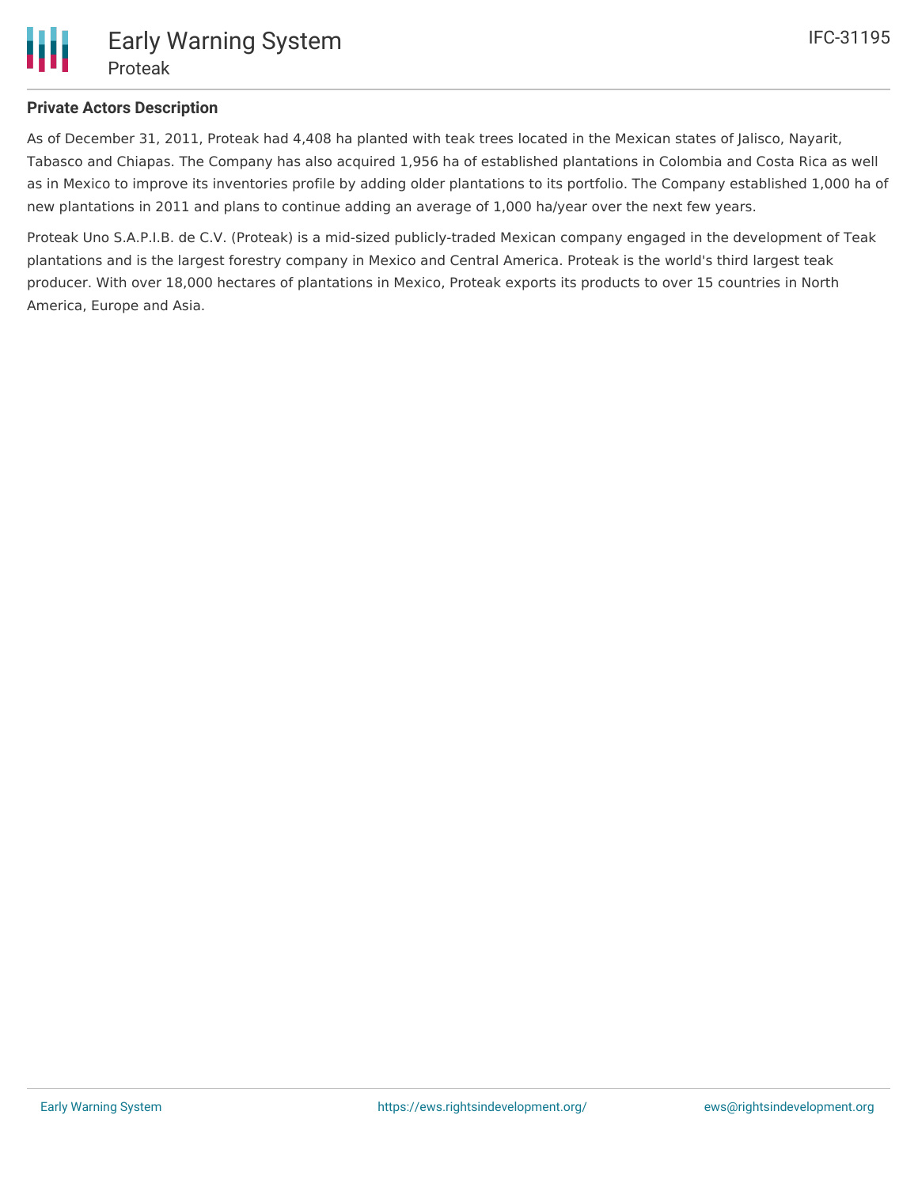## Private Actors Description

As of December 31, 2011, Proteak had 4,408 ha planted with teak trees located in the Mexican states of Jalisco, Nayarit, Tabasco and Chiapas. The Company has also acquired 1,956 ha of established plantations in Colombia and Costa Rica as well as in Mexico to improve its inventories profile by adding older plantations to its portfolio. The Company established 1,000 ha of new plantations in 2011 and plans to continue adding an average of 1,000 ha/year over the next few years.

Proteak Uno S.A.P.I.B. de C.V. (Proteak) is a mid-sized publicly-traded Mexican company engaged in the development of Teak plantations and is the largest forestry company in Mexico and Central America. Proteak is the world's third largest teak producer. With over 18,000 hectares of plantations in Mexico, Proteak exports its products to over 15 countries in North America, Europe and Asia.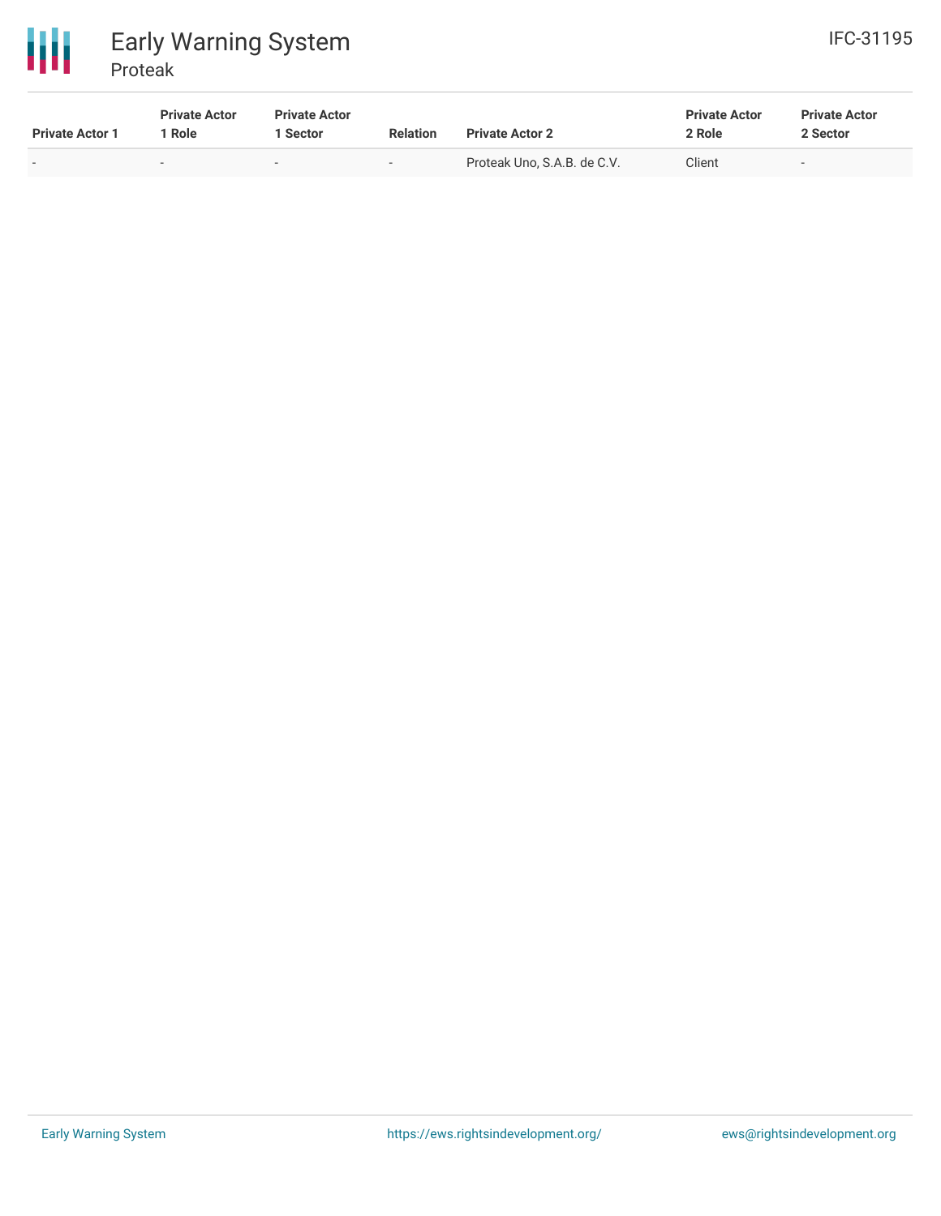| Private Actor 1 | Private Actor 1 Role | Private Actor 1 Sector | Relation | Private Actor 2 | Private Actor 2 Role | Private Actor 2 Sector |
|---|---|---|---|---|---|---|
| - | - | - | - | Proteak Uno, S.A.B. de C.V. | Client | - |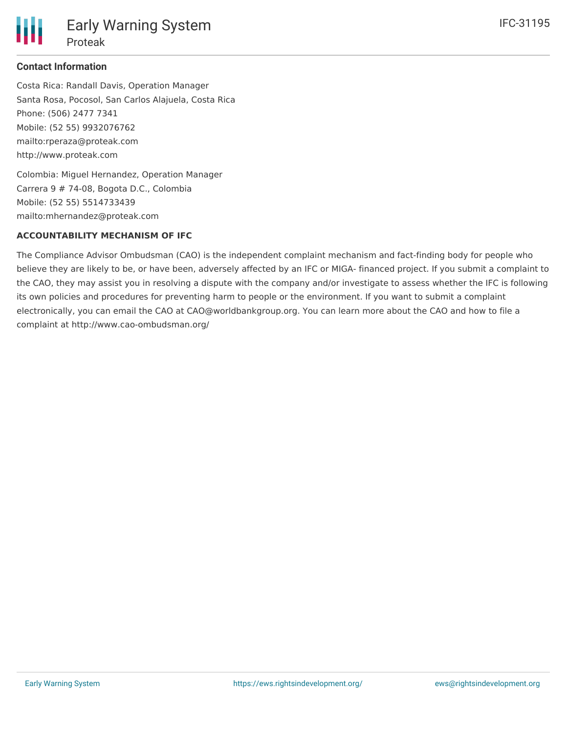### Contact Information

Costa Rica: Randall Davis, Operation Manager
Santa Rosa, Pocosol, San Carlos Alajuela, Costa Rica
Phone: (506) 2477 7341
Mobile: (52 55) 9932076762
mailto:rperaza@proteak.com
http://www.proteak.com

Colombia: Miguel Hernandez, Operation Manager
Carrera 9 # 74-08, Bogota D.C., Colombia
Mobile: (52 55) 5514733439
mailto:mhernandez@proteak.com

**ACCOUNTABILITY MECHANISM OF IFC**

The Compliance Advisor Ombudsman (CAO) is the independent complaint mechanism and fact-finding body for people who believe they are likely to be, or have been, adversely affected by an IFC or MIGA- financed project. If you submit a complaint to the CAO, they may assist you in resolving a dispute with the company and/or investigate to assess whether the IFC is following its own policies and procedures for preventing harm to people or the environment. If you want to submit a complaint electronically, you can email the CAO at CAO@worldbankgroup.org. You can learn more about the CAO and how to file a complaint at http://www.cao-ombudsman.org/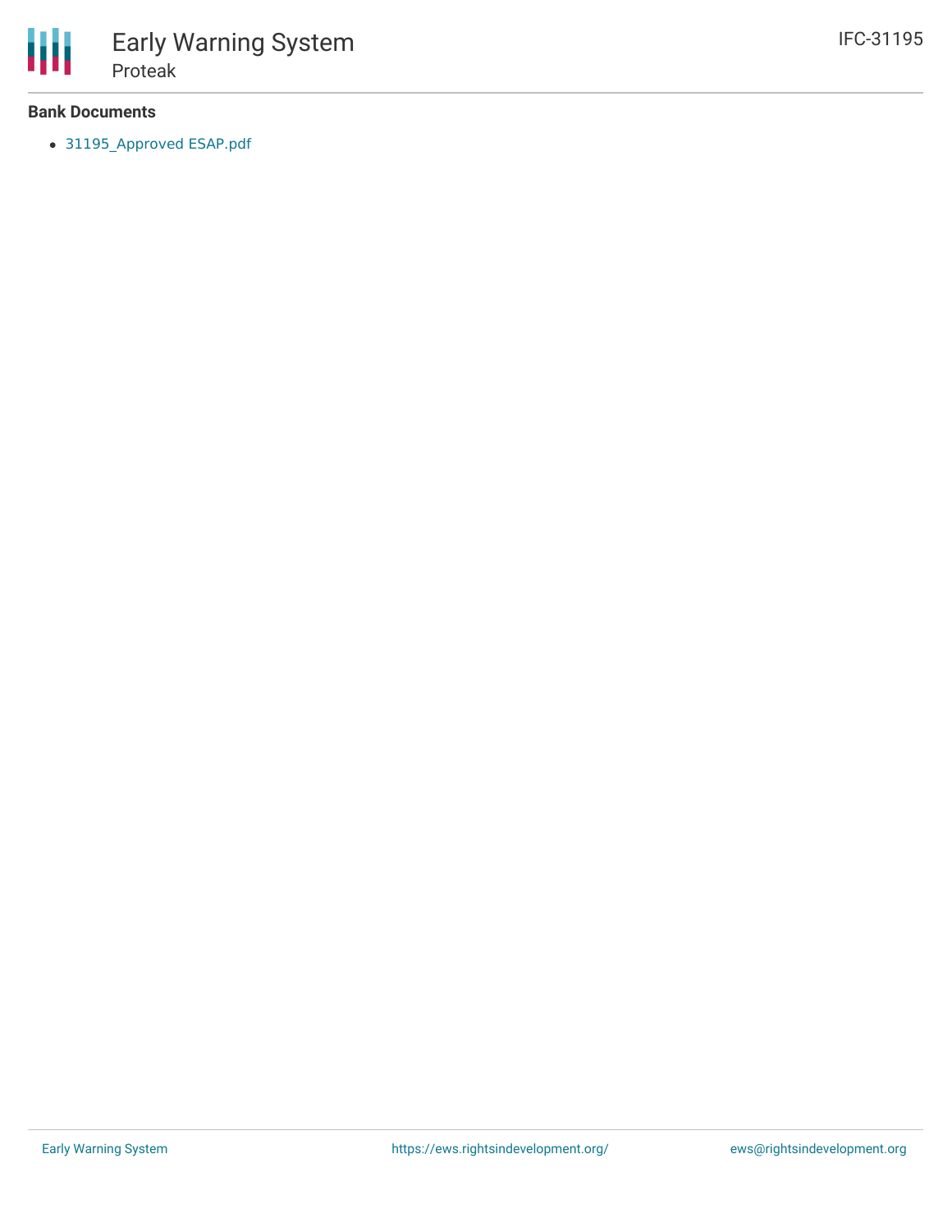**Bank Documents**

- 31195_Approved ESAP.pdf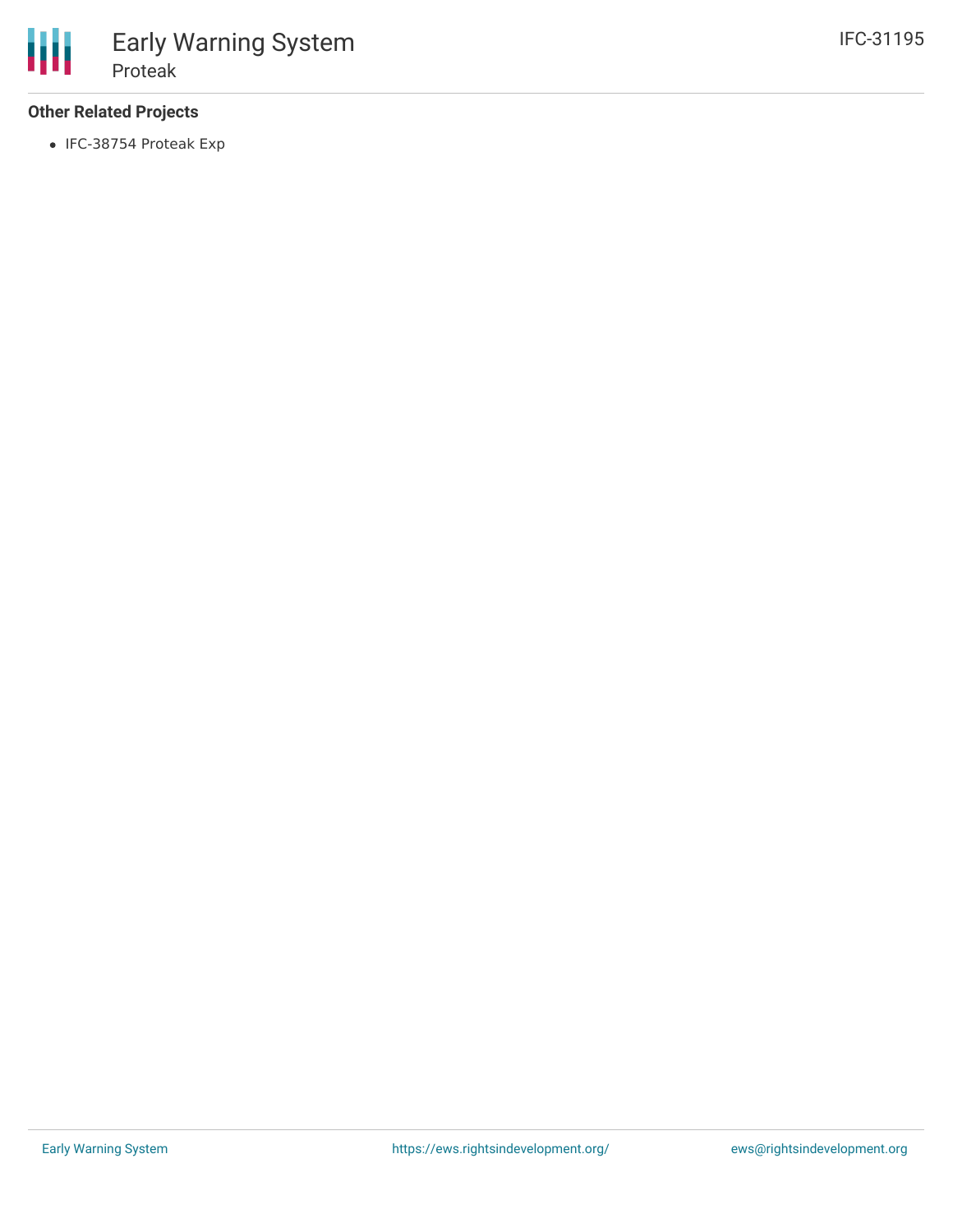**Other Related Projects**

- IFC-38754 Proteak Exp